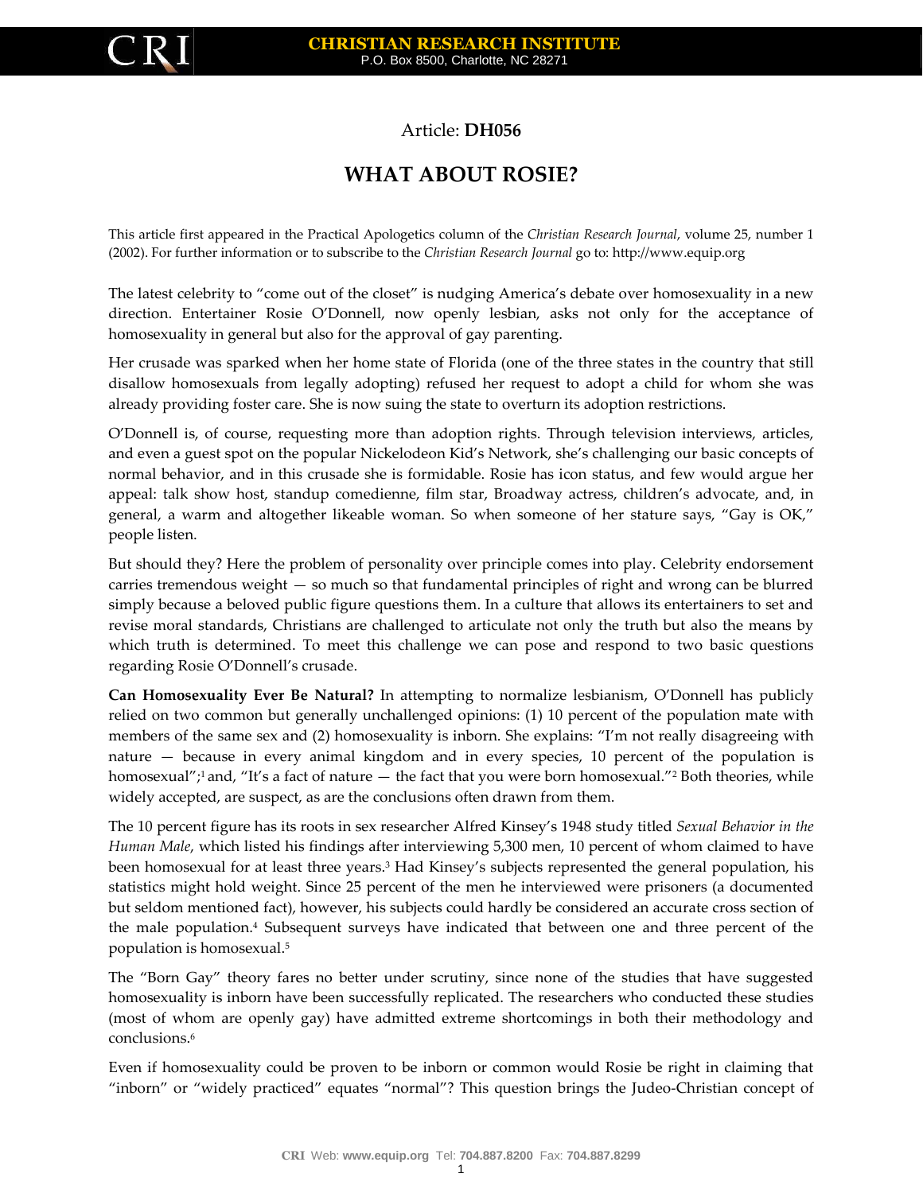Article: **DH056**

# WHAT ABOUT ROSIE?

This article first appeared in the Practical Apologetics column of the *Christian Research Journal*, volume 25, number 1 (2002). For further information or to subscribe to the *Christian Research Journal* go to: http://www.equip.org

The latest celebrity to "come out of the closet" is nudging America's debate over homosexuality in a new direction. Entertainer Rosie O'Donnell, now openly lesbian, asks not only for the acceptance of homosexuality in general but also for the approval of gay parenting.

Her crusade was sparked when her home state of Florida (one of the three states in the country that still disallow homosexuals from legally adopting) refused her request to adopt a child for whom she was already providing foster care. She is now suing the state to overturn its adoption restrictions.

O'Donnell is, of course, requesting more than adoption rights. Through television interviews, articles, and even a guest spot on the popular Nickelodeon Kid's Network, she's challenging our basic concepts of normal behavior, and in this crusade she is formidable. Rosie has icon status, and few would argue her appeal: talk show host, standup comedienne, film star, Broadway actress, children's advocate, and, in general, a warm and altogether likeable woman. So when someone of her stature says, "Gay is OK," people listen.

But should they? Here the problem of personality over principle comes into play. Celebrity endorsement carries tremendous weight — so much so that fundamental principles of right and wrong can be blurred simply because a beloved public figure questions them. In a culture that allows its entertainers to set and revise moral standards, Christians are challenged to articulate not only the truth but also the means by which truth is determined. To meet this challenge we can pose and respond to two basic questions regarding Rosie O'Donnell's crusade.

**Can Homosexuality Ever Be Natural?** In attempting to normalize lesbianism, O'Donnell has publicly relied on two common but generally unchallenged opinions: (1) 10 percent of the population mate with members of the same sex and (2) homosexuality is inborn. She explains: "I'm not really disagreeing with nature — because in every animal kingdom and in every species, 10 percent of the population is homosexual";[1] and, "It's a fact of nature — the fact that you were born homosexual."[2] Both theories, while widely accepted, are suspect, as are the conclusions often drawn from them.

The 10 percent figure has its roots in sex researcher Alfred Kinsey's 1948 study titled *Sexual Behavior in the Human Male*, which listed his findings after interviewing 5,300 men, 10 percent of whom claimed to have been homosexual for at least three years.[3] Had Kinsey's subjects represented the general population, his statistics might hold weight. Since 25 percent of the men he interviewed were prisoners (a documented but seldom mentioned fact), however, his subjects could hardly be considered an accurate cross section of the male population.[4] Subsequent surveys have indicated that between one and three percent of the population is homosexual.[5]

The "Born Gay" theory fares no better under scrutiny, since none of the studies that have suggested homosexuality is inborn have been successfully replicated. The researchers who conducted these studies (most of whom are openly gay) have admitted extreme shortcomings in both their methodology and conclusions.[6]

Even if homosexuality could be proven to be inborn or common would Rosie be right in claiming that "inborn" or "widely practiced" equates "normal"? This question brings the Judeo-Christian concept of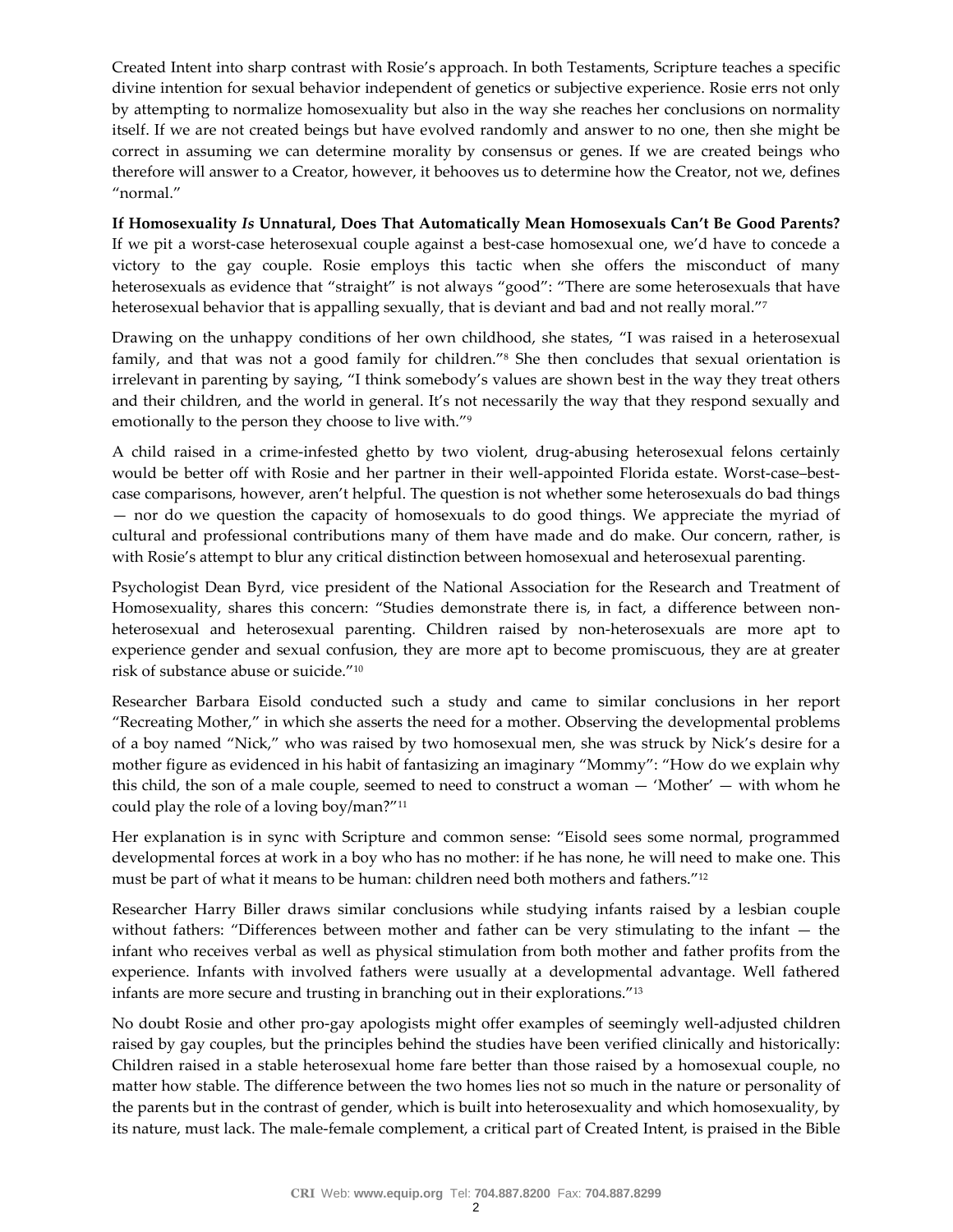Created Intent into sharp contrast with Rosie's approach. In both Testaments, Scripture teaches a specific divine intention for sexual behavior independent of genetics or subjective experience. Rosie errs not only by attempting to normalize homosexuality but also in the way she reaches her conclusions on normality itself. If we are not created beings but have evolved randomly and answer to no one, then she might be correct in assuming we can determine morality by consensus or genes. If we are created beings who therefore will answer to a Creator, however, it behooves us to determine how the Creator, not we, defines "normal."

**If Homosexuality *Is* Unnatural, Does That Automatically Mean Homosexuals Can't Be Good Parents?** If we pit a worst-case heterosexual couple against a best-case homosexual one, we'd have to concede a victory to the gay couple. Rosie employs this tactic when she offers the misconduct of many heterosexuals as evidence that "straight" is not always "good": "There are some heterosexuals that have heterosexual behavior that is appalling sexually, that is deviant and bad and not really moral."[7]

Drawing on the unhappy conditions of her own childhood, she states, "I was raised in a heterosexual family, and that was not a good family for children."[8] She then concludes that sexual orientation is irrelevant in parenting by saying, "I think somebody's values are shown best in the way they treat others and their children, and the world in general. It's not necessarily the way that they respond sexually and emotionally to the person they choose to live with."[9]

A child raised in a crime-infested ghetto by two violent, drug-abusing heterosexual felons certainly would be better off with Rosie and her partner in their well-appointed Florida estate. Worst-case–best-case comparisons, however, aren't helpful. The question is not whether some heterosexuals do bad things — nor do we question the capacity of homosexuals to do good things. We appreciate the myriad of cultural and professional contributions many of them have made and do make. Our concern, rather, is with Rosie's attempt to blur any critical distinction between homosexual and heterosexual parenting.

Psychologist Dean Byrd, vice president of the National Association for the Research and Treatment of Homosexuality, shares this concern: "Studies demonstrate there is, in fact, a difference between non-heterosexual and heterosexual parenting. Children raised by non-heterosexuals are more apt to experience gender and sexual confusion, they are more apt to become promiscuous, they are at greater risk of substance abuse or suicide."[10]

Researcher Barbara Eisold conducted such a study and came to similar conclusions in her report "Recreating Mother," in which she asserts the need for a mother. Observing the developmental problems of a boy named "Nick," who was raised by two homosexual men, she was struck by Nick's desire for a mother figure as evidenced in his habit of fantasizing an imaginary "Mommy": "How do we explain why this child, the son of a male couple, seemed to need to construct a woman — 'Mother' — with whom he could play the role of a loving boy/man?"[11]

Her explanation is in sync with Scripture and common sense: "Eisold sees some normal, programmed developmental forces at work in a boy who has no mother: if he has none, he will need to make one. This must be part of what it means to be human: children need both mothers and fathers."[12]

Researcher Harry Biller draws similar conclusions while studying infants raised by a lesbian couple without fathers: "Differences between mother and father can be very stimulating to the infant — the infant who receives verbal as well as physical stimulation from both mother and father profits from the experience. Infants with involved fathers were usually at a developmental advantage. Well fathered infants are more secure and trusting in branching out in their explorations."[13]

No doubt Rosie and other pro-gay apologists might offer examples of seemingly well-adjusted children raised by gay couples, but the principles behind the studies have been verified clinically and historically: Children raised in a stable heterosexual home fare better than those raised by a homosexual couple, no matter how stable. The difference between the two homes lies not so much in the nature or personality of the parents but in the contrast of gender, which is built into heterosexuality and which homosexuality, by its nature, must lack. The male-female complement, a critical part of Created Intent, is praised in the Bible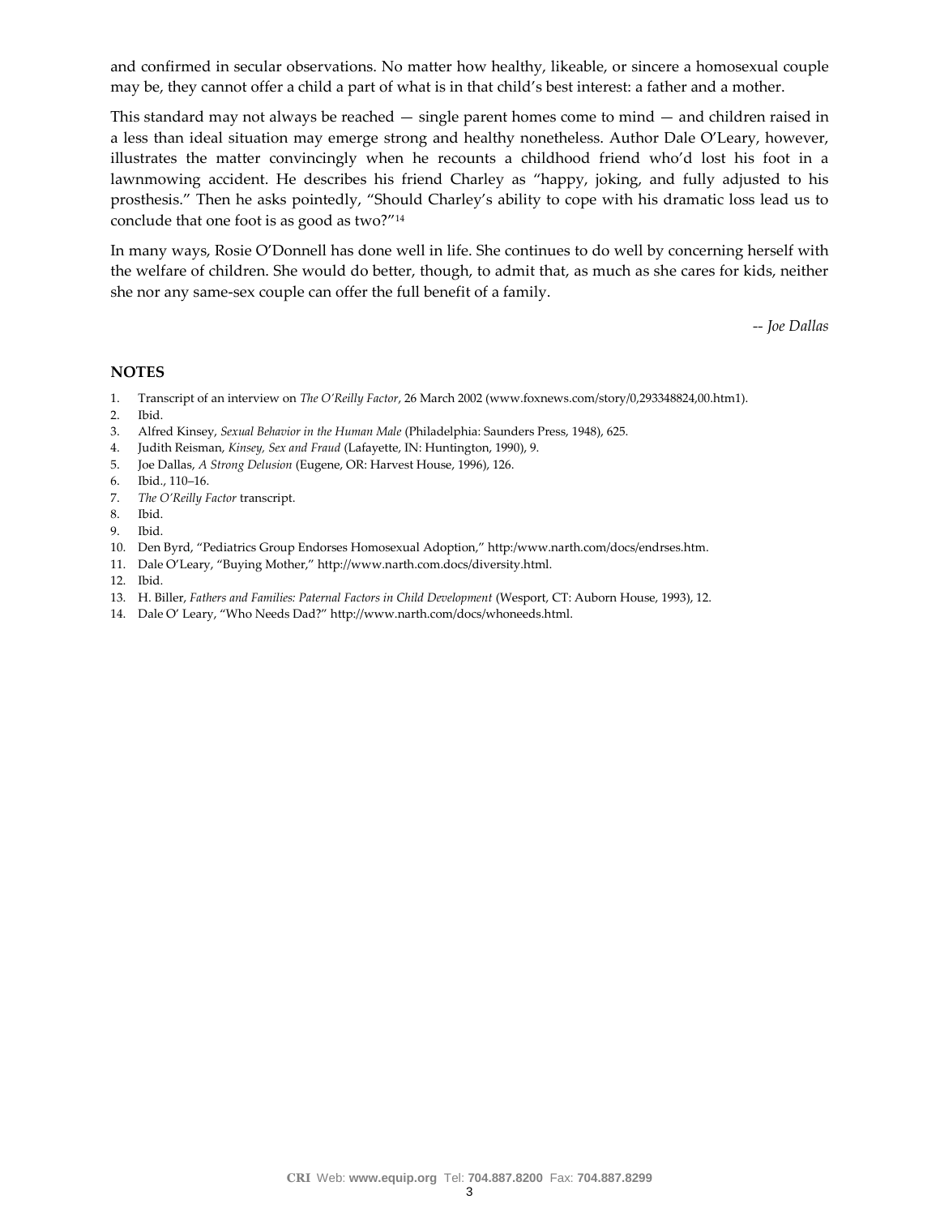and confirmed in secular observations. No matter how healthy, likeable, or sincere a homosexual couple may be, they cannot offer a child a part of what is in that child's best interest: a father and a mother.

This standard may not always be reached — single parent homes come to mind — and children raised in a less than ideal situation may emerge strong and healthy nonetheless. Author Dale O'Leary, however, illustrates the matter convincingly when he recounts a childhood friend who'd lost his foot in a lawnmowing accident. He describes his friend Charley as "happy, joking, and fully adjusted to his prosthesis." Then he asks pointedly, "Should Charley's ability to cope with his dramatic loss lead us to conclude that one foot is as good as two?"[14]

In many ways, Rosie O'Donnell has done well in life. She continues to do well by concerning herself with the welfare of children. She would do better, though, to admit that, as much as she cares for kids, neither she nor any same-sex couple can offer the full benefit of a family.

*-- Joe Dallas*

**NOTES**

1. Transcript of an interview on *The O'Reilly Factor*, 26 March 2002 (www.foxnews.com/story/0,293348824,00.htm1).
2. Ibid.
3. Alfred Kinsey, *Sexual Behavior in the Human Male* (Philadelphia: Saunders Press, 1948), 625.
4. Judith Reisman, *Kinsey, Sex and Fraud* (Lafayette, IN: Huntington, 1990), 9.
5. Joe Dallas, *A Strong Delusion* (Eugene, OR: Harvest House, 1996), 126.
6. Ibid., 110–16.
7. *The O'Reilly Factor* transcript.
8. Ibid.
9. Ibid.
10. Den Byrd, "Pediatrics Group Endorses Homosexual Adoption," http:/www.narth.com/docs/endrses.htm.
11. Dale O'Leary, "Buying Mother," http://www.narth.com.docs/diversity.html.
12. Ibid.
13. H. Biller, *Fathers and Families: Paternal Factors in Child Development* (Wesport, CT: Auborn House, 1993), 12.
14. Dale O' Leary, "Who Needs Dad?" http://www.narth.com/docs/whoneeds.html.